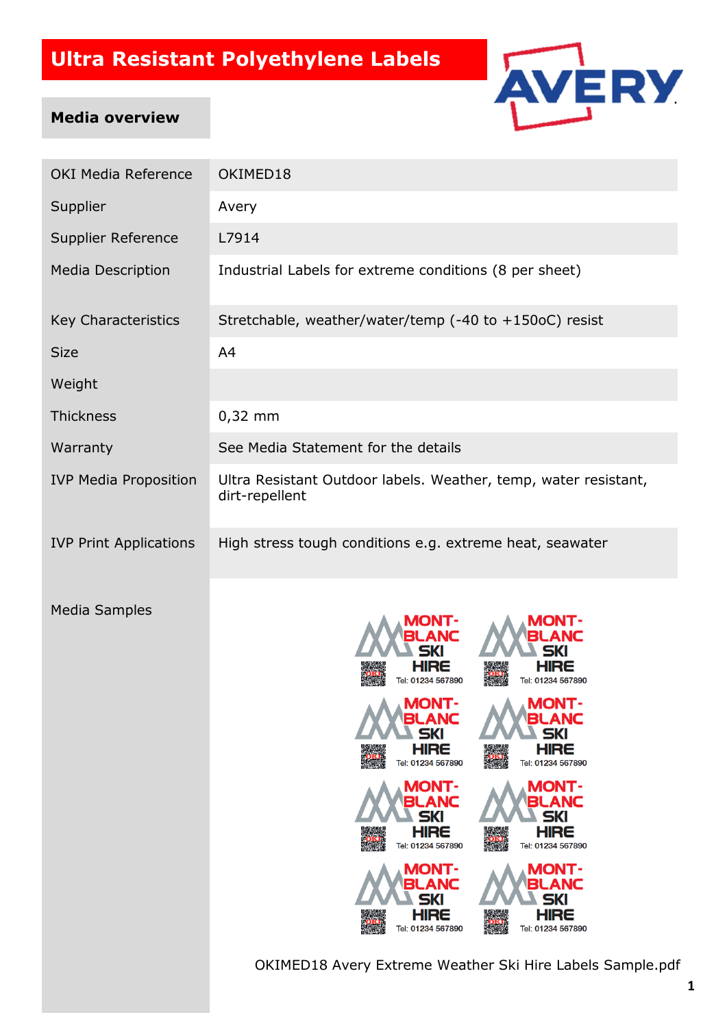# Ultra Resistant Polyethylene Labels

## Media overview

| | |
|---|---|
| OKI Media Reference | OKIMED18 |
| Supplier | Avery |
| Supplier Reference | L7914 |
| Media Description | Industrial Labels for extreme conditions (8 per sheet) |
| Key Characteristics | Stretchable, weather/water/temp (-40 to +150oC) resist |
| Size | A4 |
| Weight | |
| Thickness | 0,32 mm |
| Warranty | See Media Statement for the details |
| IVP Media Proposition | Ultra Resistant Outdoor labels. Weather, temp, water resistant, dirt-repellent |
| IVP Print Applications | High stress tough conditions e.g. extreme heat, seawater |
| Media Samples | OKIMED18 Avery Extreme Weather Ski Hire Labels Sample.pdf |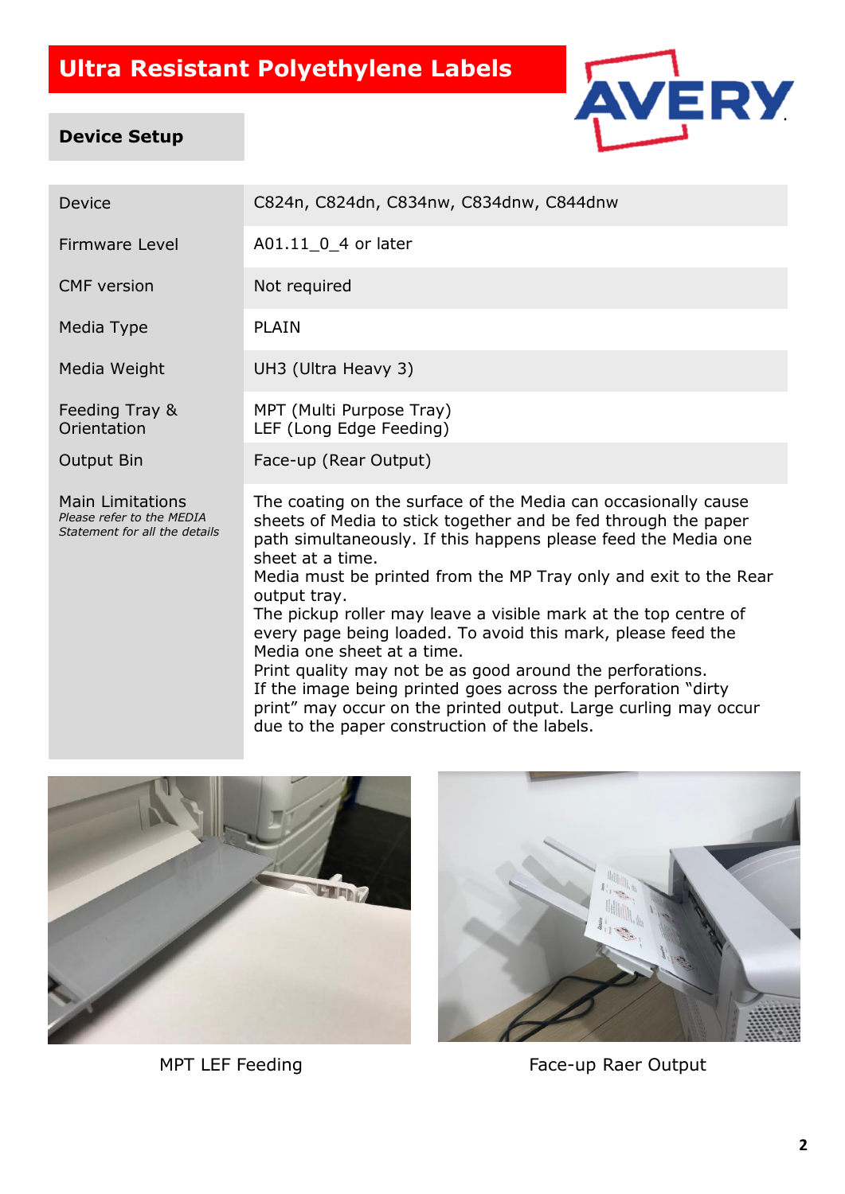# Ultra Resistant Polyethylene Labels

## Device Setup

| Device | C824n, C824dn, C834nw, C834dnw, C844dnw |
|---|---|
| Firmware Level | A01.11_0_4 or later |
| CMF version | Not required |
| Media Type | PLAIN |
| Media Weight | UH3 (Ultra Heavy 3) |
| Feeding Tray & Orientation | MPT (Multi Purpose Tray)<br>LEF (Long Edge Feeding) |
| Output Bin | Face-up (Rear Output) |
| Main Limitations<br>*Please refer to the MEDIA Statement for all the details* | The coating on the surface of the Media can occasionally cause sheets of Media to stick together and be fed through the paper path simultaneously. If this happens please feed the Media one sheet at a time.<br>Media must be printed from the MP Tray only and exit to the Rear output tray.<br>The pickup roller may leave a visible mark at the top centre of every page being loaded. To avoid this mark, please feed the Media one sheet at a time.<br>Print quality may not be as good around the perforations.<br>If the image being printed goes across the perforation "dirty print" may occur on the printed output. Large curling may occur due to the paper construction of the labels. |

MPT LEF Feeding

Face-up Raer Output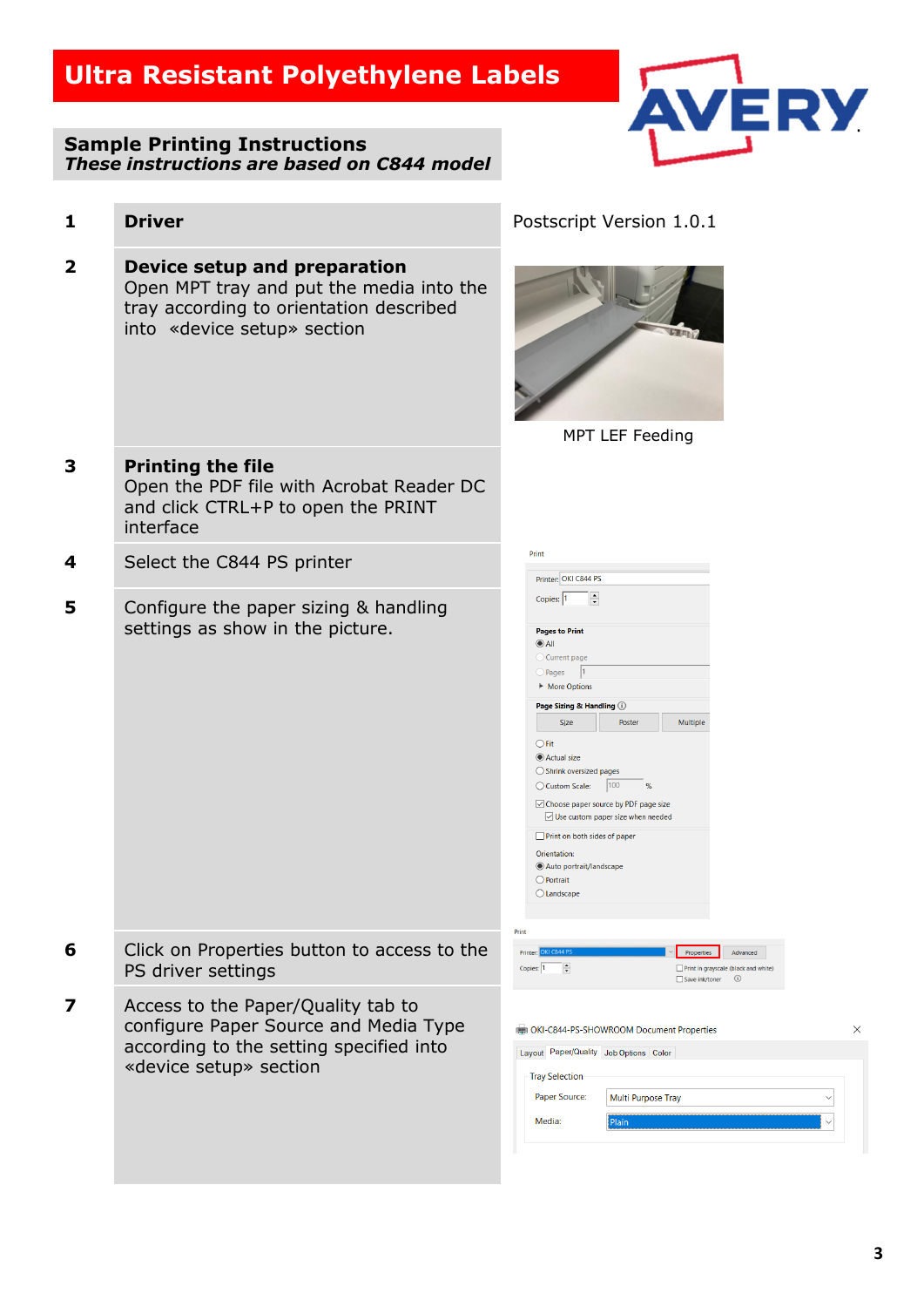# Ultra Resistant Polyethylene Labels

## Sample Printing Instructions

***These instructions are based on C844 model***

| # | Step | Setting |
|---|---|---|
| 1 | **Driver** | Postscript Version 1.0.1 |
| 2 | **Device setup and preparation**<br>Open MPT tray and put the media into the tray according to orientation described into «device setup» section | MPT LEF Feeding |
| 3 | **Printing the file**<br>Open the PDF file with Acrobat Reader DC and click CTRL+P to open the PRINT interface | |
| 4 | Select the C844 PS printer | |
| 5 | Configure the paper sizing & handling settings as show in the picture. | |
| 6 | Click on Properties button to access to the PS driver settings | |
| 7 | Access to the Paper/Quality tab to configure Paper Source and Media Type according to the setting specified into «device setup» section | |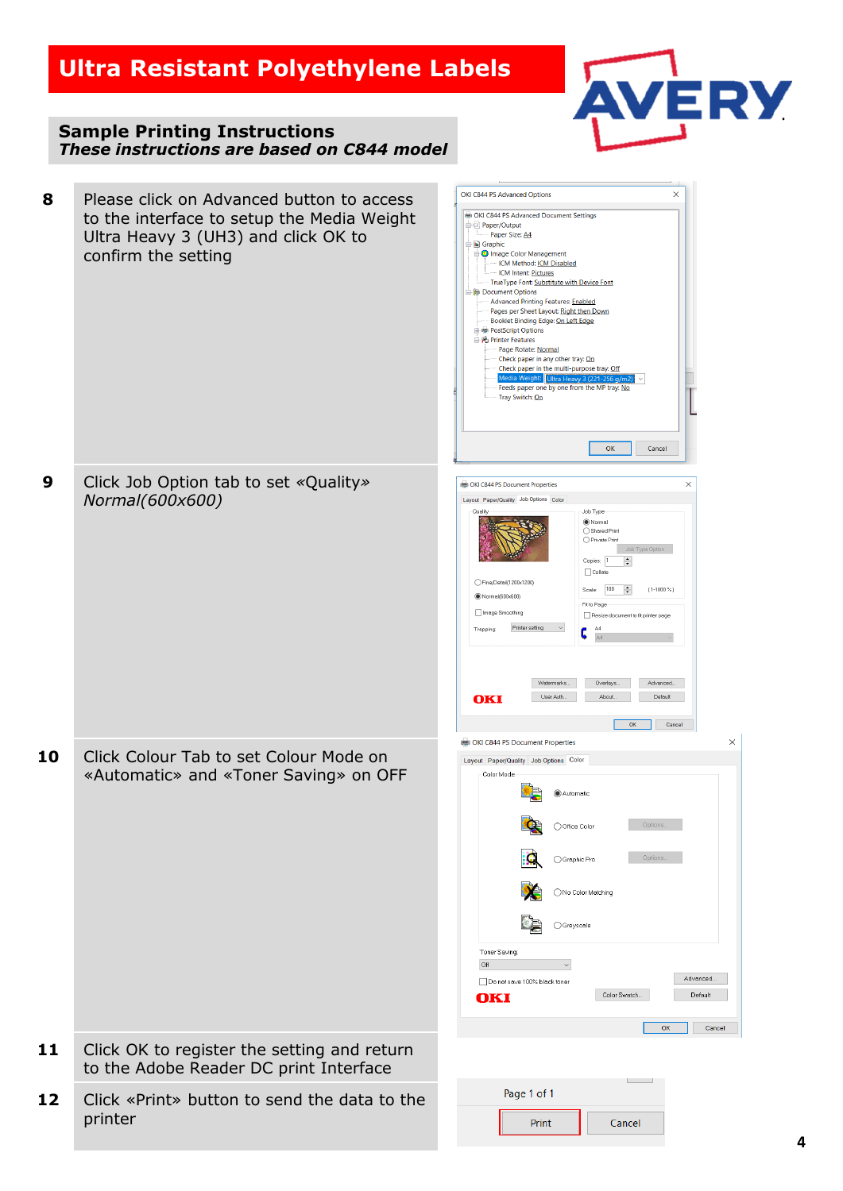# Ultra Resistant Polyethylene Labels

## Sample Printing Instructions
***These instructions are based on C844 model***

| | |
|---|---|
| 8 | Please click on Advanced button to access to the interface to setup the Media Weight Ultra Heavy 3 (UH3) and click OK to confirm the setting |
| 9 | Click Job Option tab to set «Quality» *Normal(600x600)* |
| 10 | Click Colour Tab to set Colour Mode on «Automatic» and «Toner Saving» on OFF |
| 11 | Click OK to register the setting and return to the Adobe Reader DC print Interface |
| 12 | Click «Print» button to send the data to the printer |